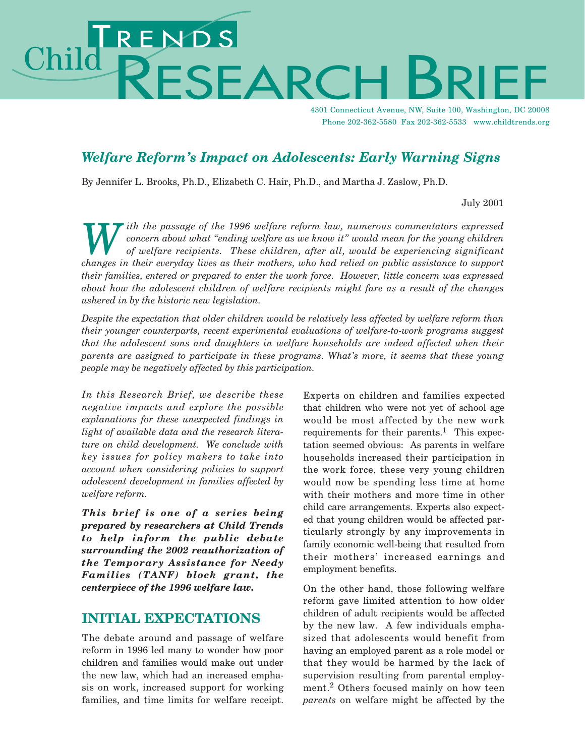# Child Trends Research Brief

4301 Connecticut Avenue, NW, Suite 100, Washington, DC 20008
Phone 202-362-5580 Fax 202-362-5533 www.childtrends.org

## *Welfare Reform's Impact on Adolescents: Early Warning Signs*

By Jennifer L. Brooks, Ph.D., Elizabeth C. Hair, Ph.D., and Martha J. Zaslow, Ph.D.

July 2001

*With the passage of the 1996 welfare reform law, numerous commentators expressed concern about what "ending welfare as we know it" would mean for the young children of welfare recipients. These children, after all, would be experiencing significant changes in their everyday lives as their mothers, who had relied on public assistance to support their families, entered or prepared to enter the work force. However, little concern was expressed about how the adolescent children of welfare recipients might fare as a result of the changes ushered in by the historic new legislation.*

*Despite the expectation that older children would be relatively less affected by welfare reform than their younger counterparts, recent experimental evaluations of welfare-to-work programs suggest that the adolescent sons and daughters in welfare households are indeed affected when their parents are assigned to participate in these programs. What's more, it seems that these young people may be negatively affected by this participation.*

*In this Research Brief, we describe these negative impacts and explore the possible explanations for these unexpected findings in light of available data and the research literature on child development. We conclude with key issues for policy makers to take into account when considering policies to support adolescent development in families affected by welfare reform.*

***This brief is one of a series being prepared by researchers at Child Trends to help inform the public debate surrounding the 2002 reauthorization of the Temporary Assistance for Needy Families (TANF) block grant, the centerpiece of the 1996 welfare law.***

## INITIAL EXPECTATIONS

The debate around and passage of welfare reform in 1996 led many to wonder how poor children and families would make out under the new law, which had an increased emphasis on work, increased support for working families, and time limits for welfare receipt. Experts on children and families expected that children who were not yet of school age would be most affected by the new work requirements for their parents.[1] This expectation seemed obvious: As parents in welfare households increased their participation in the work force, these very young children would now be spending less time at home with their mothers and more time in other child care arrangements. Experts also expected that young children would be affected particularly strongly by any improvements in family economic well-being that resulted from their mothers' increased earnings and employment benefits.

On the other hand, those following welfare reform gave limited attention to how older children of adult recipients would be affected by the new law. A few individuals emphasized that adolescents would benefit from having an employed parent as a role model or that they would be harmed by the lack of supervision resulting from parental employment.[2] Others focused mainly on how teen *parents* on welfare might be affected by the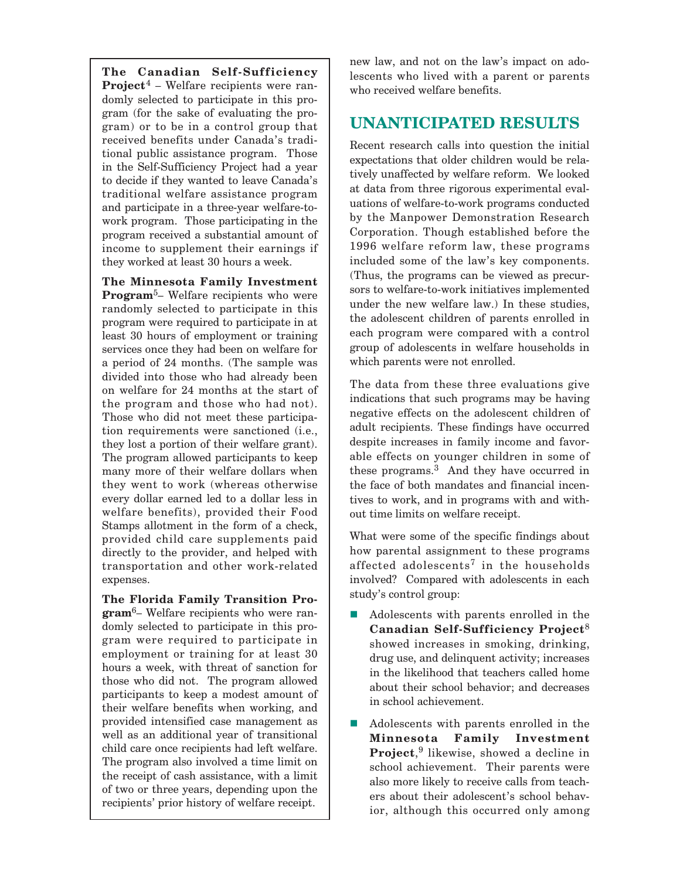**The Canadian Self-Sufficiency Project**[4] – Welfare recipients were randomly selected to participate in this program (for the sake of evaluating the program) or to be in a control group that received benefits under Canada's traditional public assistance program. Those in the Self-Sufficiency Project had a year to decide if they wanted to leave Canada's traditional welfare assistance program and participate in a three-year welfare-to-work program. Those participating in the program received a substantial amount of income to supplement their earnings if they worked at least 30 hours a week.

**The Minnesota Family Investment Program**[5]– Welfare recipients who were randomly selected to participate in this program were required to participate in at least 30 hours of employment or training services once they had been on welfare for a period of 24 months. (The sample was divided into those who had already been on welfare for 24 months at the start of the program and those who had not). Those who did not meet these participation requirements were sanctioned (i.e., they lost a portion of their welfare grant). The program allowed participants to keep many more of their welfare dollars when they went to work (whereas otherwise every dollar earned led to a dollar less in welfare benefits), provided their Food Stamps allotment in the form of a check, provided child care supplements paid directly to the provider, and helped with transportation and other work-related expenses.

**The Florida Family Transition Program**[6]– Welfare recipients who were randomly selected to participate in this program were required to participate in employment or training for at least 30 hours a week, with threat of sanction for those who did not. The program allowed participants to keep a modest amount of their welfare benefits when working, and provided intensified case management as well as an additional year of transitional child care once recipients had left welfare. The program also involved a time limit on the receipt of cash assistance, with a limit of two or three years, depending upon the recipients' prior history of welfare receipt.

new law, and not on the law's impact on adolescents who lived with a parent or parents who received welfare benefits.

## UNANTICIPATED RESULTS

Recent research calls into question the initial expectations that older children would be relatively unaffected by welfare reform. We looked at data from three rigorous experimental evaluations of welfare-to-work programs conducted by the Manpower Demonstration Research Corporation. Though established before the 1996 welfare reform law, these programs included some of the law's key components. (Thus, the programs can be viewed as precursors to welfare-to-work initiatives implemented under the new welfare law.) In these studies, the adolescent children of parents enrolled in each program were compared with a control group of adolescents in welfare households in which parents were not enrolled.

The data from these three evaluations give indications that such programs may be having negative effects on the adolescent children of adult recipients. These findings have occurred despite increases in family income and favorable effects on younger children in some of these programs.[3] And they have occurred in the face of both mandates and financial incentives to work, and in programs with and without time limits on welfare receipt.

What were some of the specific findings about how parental assignment to these programs affected adolescents[7] in the households involved? Compared with adolescents in each study's control group:

- Adolescents with parents enrolled in the **Canadian Self-Sufficiency Project**[8] showed increases in smoking, drinking, drug use, and delinquent activity; increases in the likelihood that teachers called home about their school behavior; and decreases in school achievement.
- Adolescents with parents enrolled in the **Minnesota Family Investment Project**,[9] likewise, showed a decline in school achievement. Their parents were also more likely to receive calls from teachers about their adolescent's school behavior, although this occurred only among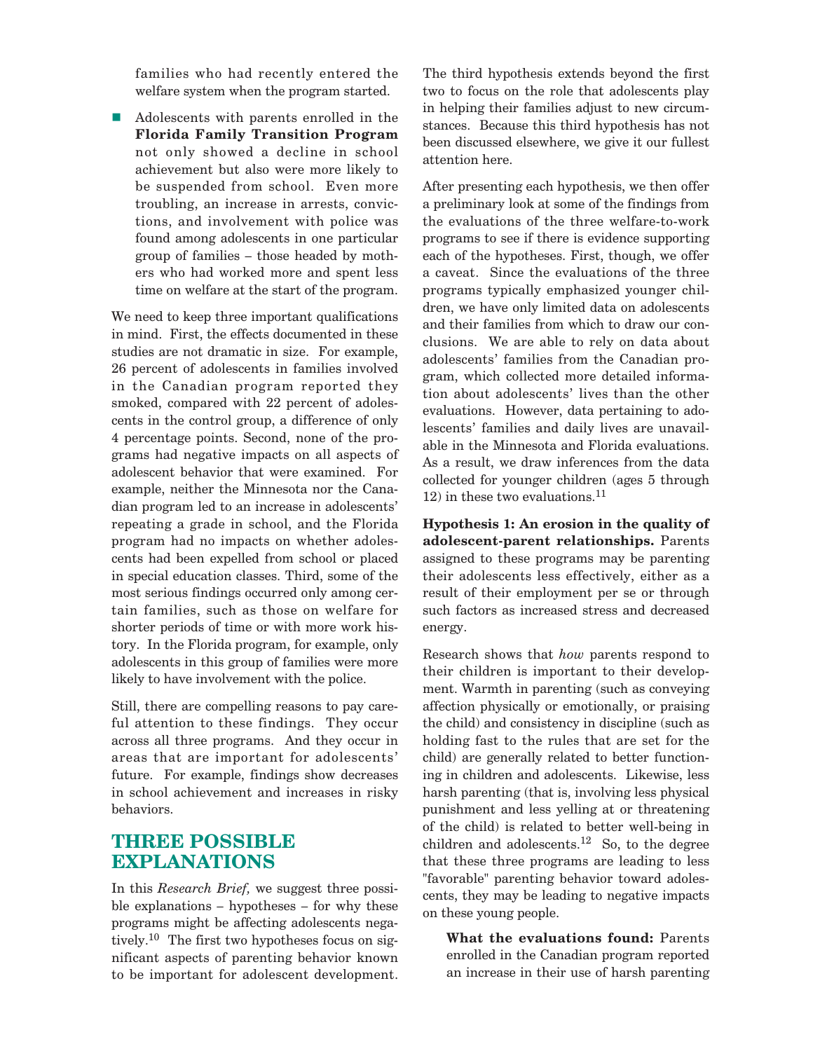families who had recently entered the welfare system when the program started.

- Adolescents with parents enrolled in the **Florida Family Transition Program** not only showed a decline in school achievement but also were more likely to be suspended from school. Even more troubling, an increase in arrests, convictions, and involvement with police was found among adolescents in one particular group of families – those headed by mothers who had worked more and spent less time on welfare at the start of the program.

We need to keep three important qualifications in mind. First, the effects documented in these studies are not dramatic in size. For example, 26 percent of adolescents in families involved in the Canadian program reported they smoked, compared with 22 percent of adolescents in the control group, a difference of only 4 percentage points. Second, none of the programs had negative impacts on all aspects of adolescent behavior that were examined. For example, neither the Minnesota nor the Canadian program led to an increase in adolescents' repeating a grade in school, and the Florida program had no impacts on whether adolescents had been expelled from school or placed in special education classes. Third, some of the most serious findings occurred only among certain families, such as those on welfare for shorter periods of time or with more work history. In the Florida program, for example, only adolescents in this group of families were more likely to have involvement with the police.

Still, there are compelling reasons to pay careful attention to these findings. They occur across all three programs. And they occur in areas that are important for adolescents' future. For example, findings show decreases in school achievement and increases in risky behaviors.

## THREE POSSIBLE EXPLANATIONS

In this *Research Brief,* we suggest three possible explanations – hypotheses – for why these programs might be affecting adolescents negatively.[10] The first two hypotheses focus on significant aspects of parenting behavior known to be important for adolescent development. The third hypothesis extends beyond the first two to focus on the role that adolescents play in helping their families adjust to new circumstances. Because this third hypothesis has not been discussed elsewhere, we give it our fullest attention here.

After presenting each hypothesis, we then offer a preliminary look at some of the findings from the evaluations of the three welfare-to-work programs to see if there is evidence supporting each of the hypotheses. First, though, we offer a caveat. Since the evaluations of the three programs typically emphasized younger children, we have only limited data on adolescents and their families from which to draw our conclusions. We are able to rely on data about adolescents' families from the Canadian program, which collected more detailed information about adolescents' lives than the other evaluations. However, data pertaining to adolescents' families and daily lives are unavailable in the Minnesota and Florida evaluations. As a result, we draw inferences from the data collected for younger children (ages 5 through 12) in these two evaluations.[11]

**Hypothesis 1: An erosion in the quality of adolescent-parent relationships.** Parents assigned to these programs may be parenting their adolescents less effectively, either as a result of their employment per se or through such factors as increased stress and decreased energy.

Research shows that *how* parents respond to their children is important to their development. Warmth in parenting (such as conveying affection physically or emotionally, or praising the child) and consistency in discipline (such as holding fast to the rules that are set for the child) are generally related to better functioning in children and adolescents. Likewise, less harsh parenting (that is, involving less physical punishment and less yelling at or threatening of the child) is related to better well-being in children and adolescents.[12] So, to the degree that these three programs are leading to less "favorable" parenting behavior toward adolescents, they may be leading to negative impacts on these young people.

**What the evaluations found:** Parents enrolled in the Canadian program reported an increase in their use of harsh parenting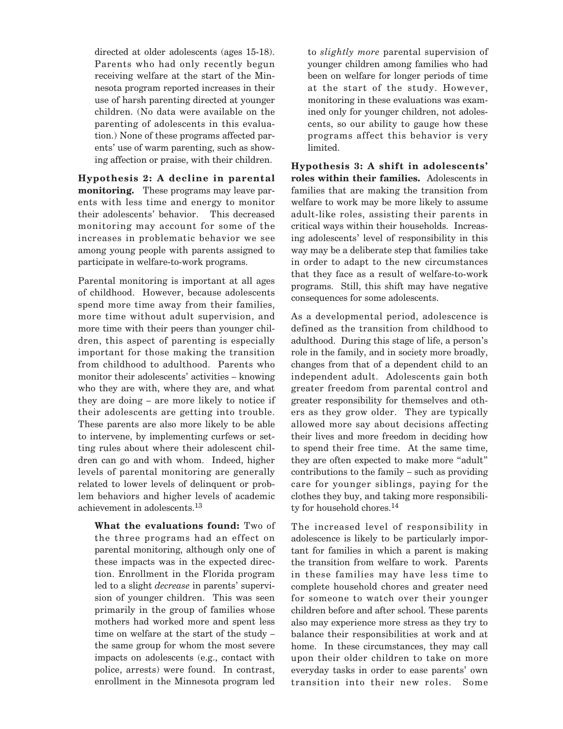directed at older adolescents (ages 15-18). Parents who had only recently begun receiving welfare at the start of the Minnesota program reported increases in their use of harsh parenting directed at younger children. (No data were available on the parenting of adolescents in this evaluation.) None of these programs affected parents' use of warm parenting, such as showing affection or praise, with their children.

**Hypothesis 2: A decline in parental monitoring.** These programs may leave parents with less time and energy to monitor their adolescents' behavior. This decreased monitoring may account for some of the increases in problematic behavior we see among young people with parents assigned to participate in welfare-to-work programs.

Parental monitoring is important at all ages of childhood. However, because adolescents spend more time away from their families, more time without adult supervision, and more time with their peers than younger children, this aspect of parenting is especially important for those making the transition from childhood to adulthood. Parents who monitor their adolescents' activities – knowing who they are with, where they are, and what they are doing – are more likely to notice if their adolescents are getting into trouble. These parents are also more likely to be able to intervene, by implementing curfews or setting rules about where their adolescent children can go and with whom. Indeed, higher levels of parental monitoring are generally related to lower levels of delinquent or problem behaviors and higher levels of academic achievement in adolescents.[13]

**What the evaluations found:** Two of the three programs had an effect on parental monitoring, although only one of these impacts was in the expected direction. Enrollment in the Florida program led to a slight *decrease* in parents' supervision of younger children. This was seen primarily in the group of families whose mothers had worked more and spent less time on welfare at the start of the study – the same group for whom the most severe impacts on adolescents (e.g., contact with police, arrests) were found. In contrast, enrollment in the Minnesota program led to *slightly more* parental supervision of younger children among families who had been on welfare for longer periods of time at the start of the study. However, monitoring in these evaluations was examined only for younger children, not adolescents, so our ability to gauge how these programs affect this behavior is very limited.

**Hypothesis 3: A shift in adolescents' roles within their families.** Adolescents in families that are making the transition from welfare to work may be more likely to assume adult-like roles, assisting their parents in critical ways within their households. Increasing adolescents' level of responsibility in this way may be a deliberate step that families take in order to adapt to the new circumstances that they face as a result of welfare-to-work programs. Still, this shift may have negative consequences for some adolescents.

As a developmental period, adolescence is defined as the transition from childhood to adulthood. During this stage of life, a person's role in the family, and in society more broadly, changes from that of a dependent child to an independent adult. Adolescents gain both greater freedom from parental control and greater responsibility for themselves and others as they grow older. They are typically allowed more say about decisions affecting their lives and more freedom in deciding how to spend their free time. At the same time, they are often expected to make more "adult" contributions to the family – such as providing care for younger siblings, paying for the clothes they buy, and taking more responsibility for household chores.[14]

The increased level of responsibility in adolescence is likely to be particularly important for families in which a parent is making the transition from welfare to work. Parents in these families may have less time to complete household chores and greater need for someone to watch over their younger children before and after school. These parents also may experience more stress as they try to balance their responsibilities at work and at home. In these circumstances, they may call upon their older children to take on more everyday tasks in order to ease parents' own transition into their new roles. Some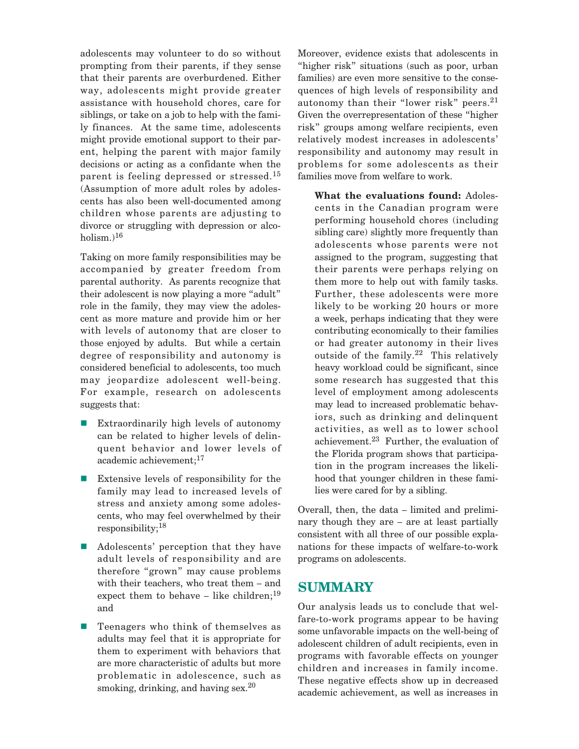adolescents may volunteer to do so without prompting from their parents, if they sense that their parents are overburdened. Either way, adolescents might provide greater assistance with household chores, care for siblings, or take on a job to help with the family finances. At the same time, adolescents might provide emotional support to their parent, helping the parent with major family decisions or acting as a confidante when the parent is feeling depressed or stressed.[15] (Assumption of more adult roles by adolescents has also been well-documented among children whose parents are adjusting to divorce or struggling with depression or alcoholism.)[16]

Taking on more family responsibilities may be accompanied by greater freedom from parental authority. As parents recognize that their adolescent is now playing a more "adult" role in the family, they may view the adolescent as more mature and provide him or her with levels of autonomy that are closer to those enjoyed by adults. But while a certain degree of responsibility and autonomy is considered beneficial to adolescents, too much may jeopardize adolescent well-being. For example, research on adolescents suggests that:

- Extraordinarily high levels of autonomy can be related to higher levels of delinquent behavior and lower levels of academic achievement;[17]
- Extensive levels of responsibility for the family may lead to increased levels of stress and anxiety among some adolescents, who may feel overwhelmed by their responsibility;[18]
- Adolescents' perception that they have adult levels of responsibility and are therefore "grown" may cause problems with their teachers, who treat them – and expect them to behave – like children;[19] and
- Teenagers who think of themselves as adults may feel that it is appropriate for them to experiment with behaviors that are more characteristic of adults but more problematic in adolescence, such as smoking, drinking, and having sex.[20]

Moreover, evidence exists that adolescents in "higher risk" situations (such as poor, urban families) are even more sensitive to the consequences of high levels of responsibility and autonomy than their "lower risk" peers.[21] Given the overrepresentation of these "higher risk" groups among welfare recipients, even relatively modest increases in adolescents' responsibility and autonomy may result in problems for some adolescents as their families move from welfare to work.

> **What the evaluations found:** Adolescents in the Canadian program were performing household chores (including sibling care) slightly more frequently than adolescents whose parents were not assigned to the program, suggesting that their parents were perhaps relying on them more to help out with family tasks. Further, these adolescents were more likely to be working 20 hours or more a week, perhaps indicating that they were contributing economically to their families or had greater autonomy in their lives outside of the family.[22] This relatively heavy workload could be significant, since some research has suggested that this level of employment among adolescents may lead to increased problematic behaviors, such as drinking and delinquent activities, as well as to lower school achievement.[23] Further, the evaluation of the Florida program shows that participation in the program increases the likelihood that younger children in these families were cared for by a sibling.

Overall, then, the data – limited and preliminary though they are – are at least partially consistent with all three of our possible explanations for these impacts of welfare-to-work programs on adolescents.

## SUMMARY

Our analysis leads us to conclude that welfare-to-work programs appear to be having some unfavorable impacts on the well-being of adolescent children of adult recipients, even in programs with favorable effects on younger children and increases in family income. These negative effects show up in decreased academic achievement, as well as increases in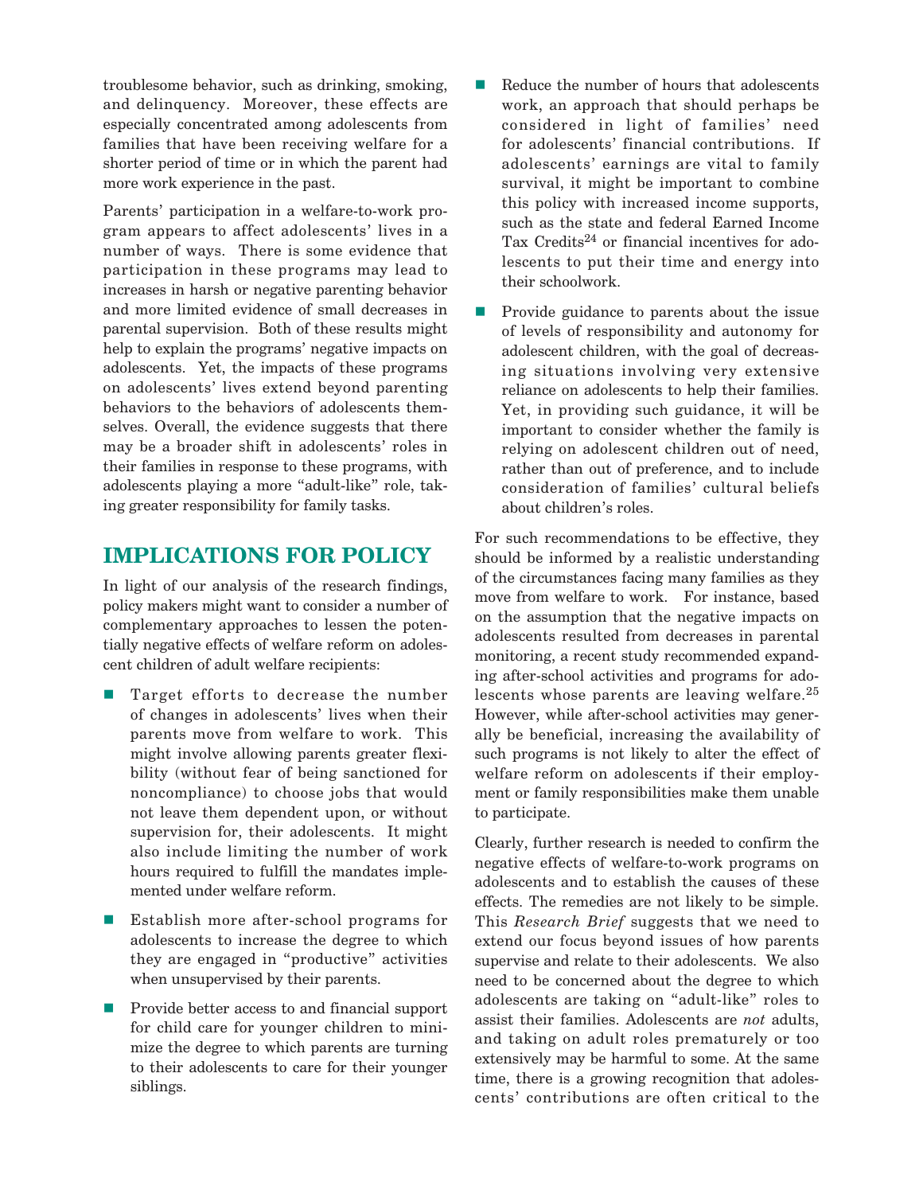troublesome behavior, such as drinking, smoking, and delinquency. Moreover, these effects are especially concentrated among adolescents from families that have been receiving welfare for a shorter period of time or in which the parent had more work experience in the past.

Parents' participation in a welfare-to-work program appears to affect adolescents' lives in a number of ways. There is some evidence that participation in these programs may lead to increases in harsh or negative parenting behavior and more limited evidence of small decreases in parental supervision. Both of these results might help to explain the programs' negative impacts on adolescents. Yet, the impacts of these programs on adolescents' lives extend beyond parenting behaviors to the behaviors of adolescents themselves. Overall, the evidence suggests that there may be a broader shift in adolescents' roles in their families in response to these programs, with adolescents playing a more "adult-like" role, taking greater responsibility for family tasks.

## IMPLICATIONS FOR POLICY

In light of our analysis of the research findings, policy makers might want to consider a number of complementary approaches to lessen the potentially negative effects of welfare reform on adolescent children of adult welfare recipients:

- Target efforts to decrease the number of changes in adolescents' lives when their parents move from welfare to work. This might involve allowing parents greater flexibility (without fear of being sanctioned for noncompliance) to choose jobs that would not leave them dependent upon, or without supervision for, their adolescents. It might also include limiting the number of work hours required to fulfill the mandates implemented under welfare reform.
- Establish more after-school programs for adolescents to increase the degree to which they are engaged in "productive" activities when unsupervised by their parents.
- Provide better access to and financial support for child care for younger children to minimize the degree to which parents are turning to their adolescents to care for their younger siblings.
- Reduce the number of hours that adolescents work, an approach that should perhaps be considered in light of families' need for adolescents' financial contributions. If adolescents' earnings are vital to family survival, it might be important to combine this policy with increased income supports, such as the state and federal Earned Income Tax Credits[24] or financial incentives for adolescents to put their time and energy into their schoolwork.
- Provide guidance to parents about the issue of levels of responsibility and autonomy for adolescent children, with the goal of decreasing situations involving very extensive reliance on adolescents to help their families. Yet, in providing such guidance, it will be important to consider whether the family is relying on adolescent children out of need, rather than out of preference, and to include consideration of families' cultural beliefs about children's roles.

For such recommendations to be effective, they should be informed by a realistic understanding of the circumstances facing many families as they move from welfare to work. For instance, based on the assumption that the negative impacts on adolescents resulted from decreases in parental monitoring, a recent study recommended expanding after-school activities and programs for adolescents whose parents are leaving welfare.[25] However, while after-school activities may generally be beneficial, increasing the availability of such programs is not likely to alter the effect of welfare reform on adolescents if their employment or family responsibilities make them unable to participate.

Clearly, further research is needed to confirm the negative effects of welfare-to-work programs on adolescents and to establish the causes of these effects. The remedies are not likely to be simple. This *Research Brief* suggests that we need to extend our focus beyond issues of how parents supervise and relate to their adolescents. We also need to be concerned about the degree to which adolescents are taking on "adult-like" roles to assist their families. Adolescents are *not* adults, and taking on adult roles prematurely or too extensively may be harmful to some. At the same time, there is a growing recognition that adolescents' contributions are often critical to the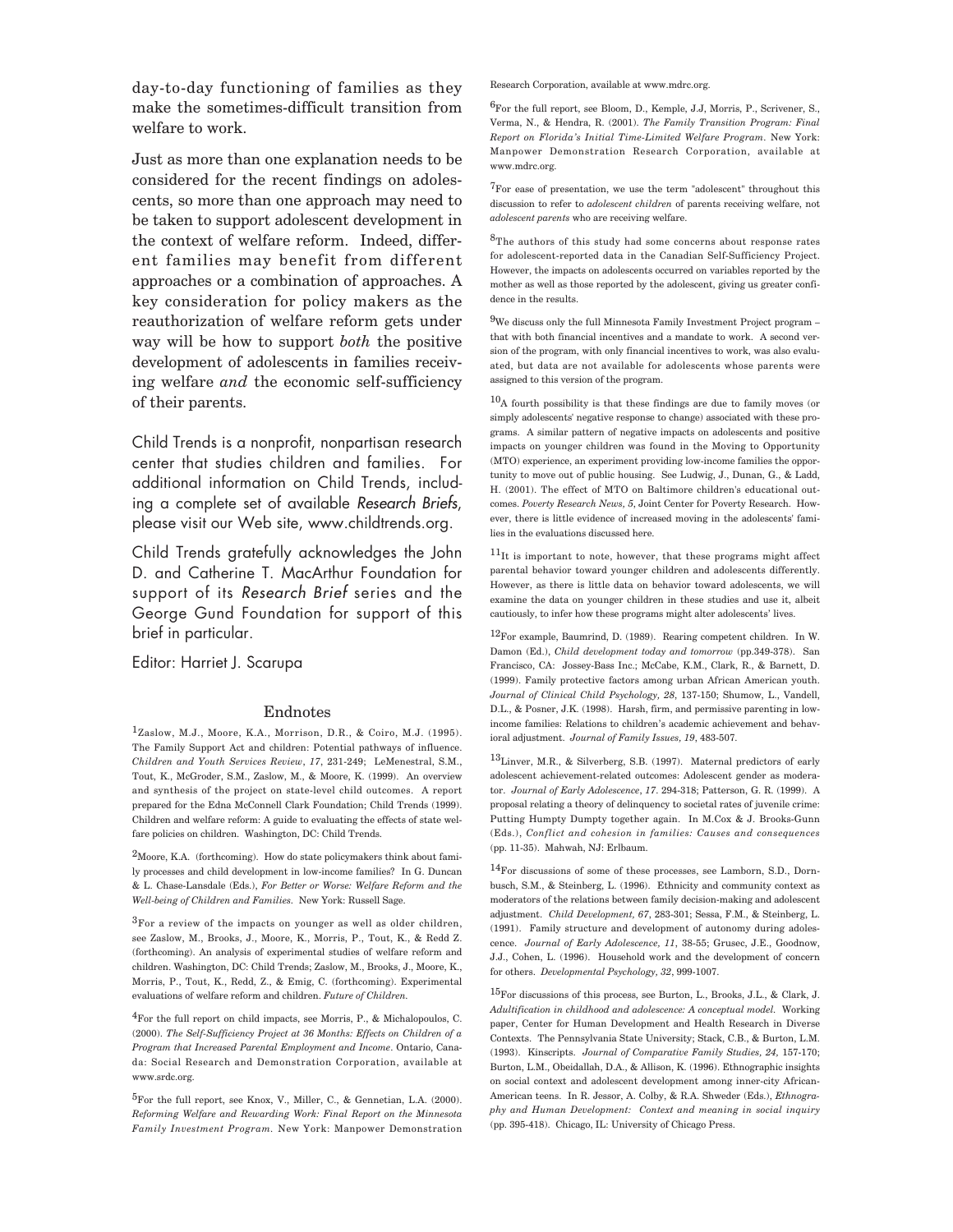day-to-day functioning of families as they make the sometimes-difficult transition from welfare to work.

Just as more than one explanation needs to be considered for the recent findings on adolescents, so more than one approach may need to be taken to support adolescent development in the context of welfare reform. Indeed, different families may benefit from different approaches or a combination of approaches. A key consideration for policy makers as the reauthorization of welfare reform gets under way will be how to support *both* the positive development of adolescents in families receiving welfare *and* the economic self-sufficiency of their parents.

Child Trends is a nonprofit, nonpartisan research center that studies children and families. For additional information on Child Trends, including a complete set of available *Research Briefs*, please visit our Web site, www.childtrends.org.

Child Trends gratefully acknowledges the John D. and Catherine T. MacArthur Foundation for support of its *Research Brief* series and the George Gund Foundation for support of this brief in particular.

Editor: Harriet J. Scarupa

## Endnotes

[1] Zaslow, M.J., Moore, K.A., Morrison, D.R., & Coiro, M.J. (1995). The Family Support Act and children: Potential pathways of influence. *Children and Youth Services Review*, *17*, 231-249; LeMenestral, S.M., Tout, K., McGroder, S.M., Zaslow, M., & Moore, K. (1999). An overview and synthesis of the project on state-level child outcomes. A report prepared for the Edna McConnell Clark Foundation; Child Trends (1999). Children and welfare reform: A guide to evaluating the effects of state welfare policies on children. Washington, DC: Child Trends.

[2] Moore, K.A. (forthcoming). How do state policymakers think about family processes and child development in low-income families? In G. Duncan & L. Chase-Lansdale (Eds.), *For Better or Worse: Welfare Reform and the Well-being of Children and Families*. New York: Russell Sage.

[3] For a review of the impacts on younger as well as older children, see Zaslow, M., Brooks, J., Moore, K., Morris, P., Tout, K., & Redd Z. (forthcoming). An analysis of experimental studies of welfare reform and children. Washington, DC: Child Trends; Zaslow, M., Brooks, J., Moore, K., Morris, P., Tout, K., Redd, Z., & Emig, C. (forthcoming). Experimental evaluations of welfare reform and children. *Future of Children.*

[4] For the full report on child impacts, see Morris, P., & Michalopoulos, C. (2000). *The Self-Sufficiency Project at 36 Months: Effects on Children of a Program that Increased Parental Employment and Income*. Ontario, Canada: Social Research and Demonstration Corporation, available at www.srdc.org.

[5] For the full report, see Knox, V., Miller, C., & Gennetian, L.A. (2000). *Reforming Welfare and Rewarding Work: Final Report on the Minnesota Family Investment Program*. New York: Manpower Demonstration Research Corporation, available at www.mdrc.org.

[6] For the full report, see Bloom, D., Kemple, J.J, Morris, P., Scrivener, S., Verma, N., & Hendra, R. (2001). *The Family Transition Program: Final Report on Florida's Initial Time-Limited Welfare Program*. New York: Manpower Demonstration Research Corporation, available at www.mdrc.org.

[7] For ease of presentation, we use the term "adolescent" throughout this discussion to refer to *adolescent children* of parents receiving welfare, not *adolescent parents* who are receiving welfare.

[8] The authors of this study had some concerns about response rates for adolescent-reported data in the Canadian Self-Sufficiency Project. However, the impacts on adolescents occurred on variables reported by the mother as well as those reported by the adolescent, giving us greater confidence in the results.

[9] We discuss only the full Minnesota Family Investment Project program – that with both financial incentives and a mandate to work. A second version of the program, with only financial incentives to work, was also evaluated, but data are not available for adolescents whose parents were assigned to this version of the program.

[10] A fourth possibility is that these findings are due to family moves (or simply adolescents' negative response to change) associated with these programs. A similar pattern of negative impacts on adolescents and positive impacts on younger children was found in the Moving to Opportunity (MTO) experience, an experiment providing low-income families the opportunity to move out of public housing. See Ludwig, J., Dunan, G., & Ladd, H. (2001). The effect of MTO on Baltimore children's educational outcomes. *Poverty Research News*, *5*, Joint Center for Poverty Research. However, there is little evidence of increased moving in the adolescents' families in the evaluations discussed here.

[11] It is important to note, however, that these programs might affect parental behavior toward younger children and adolescents differently. However, as there is little data on behavior toward adolescents, we will examine the data on younger children in these studies and use it, albeit cautiously, to infer how these programs might alter adolescents' lives.

[12] For example, Baumrind, D. (1989). Rearing competent children. In W. Damon (Ed.), *Child development today and tomorrow* (pp.349-378). San Francisco, CA: Jossey-Bass Inc.; McCabe, K.M., Clark, R., & Barnett, D. (1999). Family protective factors among urban African American youth. *Journal of Clinical Child Psychology, 28*, 137-150; Shumow, L., Vandell, D.L., & Posner, J.K. (1998). Harsh, firm, and permissive parenting in low-income families: Relations to children's academic achievement and behavioral adjustment. *Journal of Family Issues, 19*, 483-507.

[13] Linver, M.R., & Silverberg, S.B. (1997). Maternal predictors of early adolescent achievement-related outcomes: Adolescent gender as moderator. *Journal of Early Adolescence*, *17*. 294-318; Patterson, G. R. (1999). A proposal relating a theory of delinquency to societal rates of juvenile crime: Putting Humpty Dumpty together again. In M.Cox & J. Brooks-Gunn (Eds.), *Conflict and cohesion in families: Causes and consequences* (pp. 11-35). Mahwah, NJ: Erlbaum.

[14] For discussions of some of these processes, see Lamborn, S.D., Dornbusch, S.M., & Steinberg, L. (1996). Ethnicity and community context as moderators of the relations between family decision-making and adolescent adjustment. *Child Development, 67*, 283-301; Sessa, F.M., & Steinberg, L. (1991). Family structure and development of autonomy during adolescence. *Journal of Early Adolescence*, *11*, 38-55; Grusec, J.E., Goodnow, J.J., Cohen, L. (1996). Household work and the development of concern for others. *Developmental Psychology, 32*, 999-1007.

[15] For discussions of this process, see Burton, L., Brooks, J.L., & Clark, J. *Adultification in childhood and adolescence: A conceptual model*. Working paper, Center for Human Development and Health Research in Diverse Contexts. The Pennsylvania State University; Stack, C.B., & Burton, L.M. (1993). Kinscripts. *Journal of Comparative Family Studies, 24,* 157-170; Burton, L.M., Obeidallah, D.A., & Allison, K. (1996). Ethnographic insights on social context and adolescent development among inner-city African-American teens. In R. Jessor, A. Colby, & R.A. Shweder (Eds.), *Ethnography and Human Development: Context and meaning in social inquiry* (pp. 395-418). Chicago, IL: University of Chicago Press.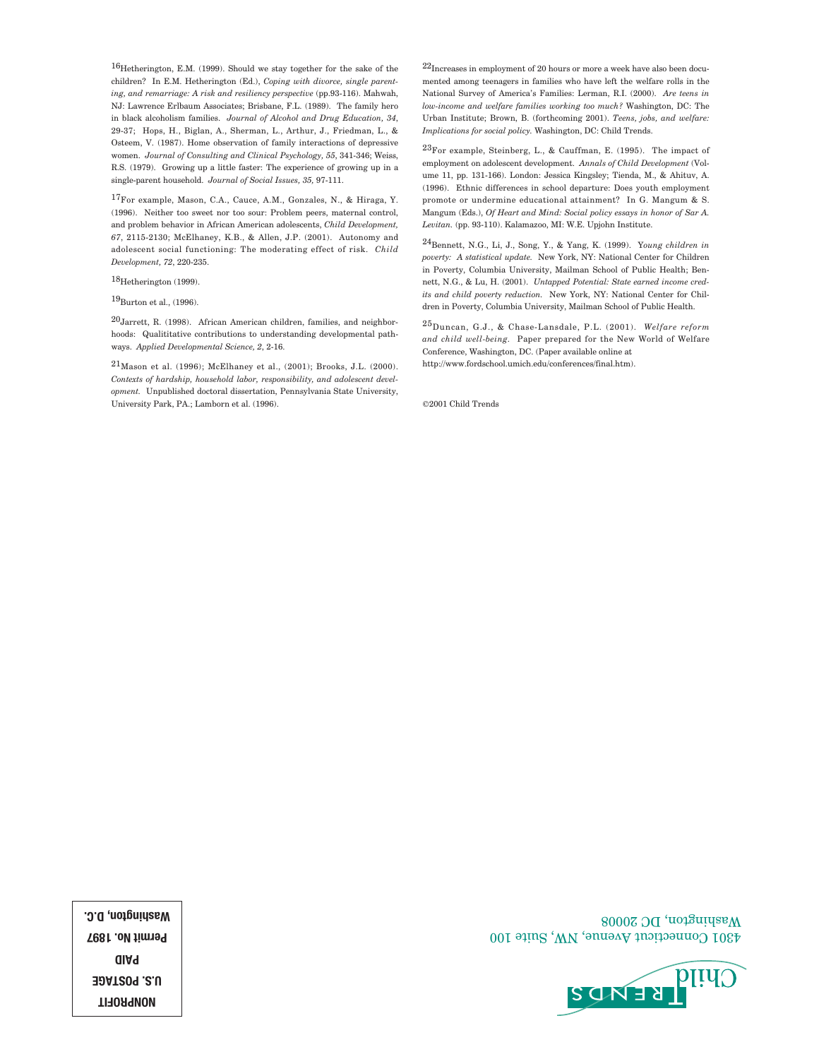[16]Hetherington, E.M. (1999). Should we stay together for the sake of the children? In E.M. Hetherington (Ed.), *Coping with divorce, single parenting, and remarriage: A risk and resiliency perspective* (pp.93-116). Mahwah, NJ: Lawrence Erlbaum Associates; Brisbane, F.L. (1989). The family hero in black alcoholism families. *Journal of Alcohol and Drug Education, 34*, 29-37; Hops, H., Biglan, A., Sherman, L., Arthur, J., Friedman, L., & Osteem, V. (1987). Home observation of family interactions of depressive women. *Journal of Consulting and Clinical Psychology, 55*, 341-346; Weiss, R.S. (1979). Growing up a little faster: The experience of growing up in a single-parent household. *Journal of Social Issues, 35,* 97-111.

[17]For example, Mason, C.A., Cauce, A.M., Gonzales, N., & Hiraga, Y. (1996). Neither too sweet nor too sour: Problem peers, maternal control, and problem behavior in African American adolescents, *Child Development, 67*, 2115-2130; McElhaney, K.B., & Allen, J.P. (2001). Autonomy and adolescent social functioning: The moderating effect of risk. *Child Development, 72*, 220-235.

[18]Hetherington (1999).

[19]Burton et al., (1996).

[20]Jarrett, R. (1998). African American children, families, and neighborhoods: Qualititative contributions to understanding developmental pathways. *Applied Developmental Science, 2*, 2-16.

[21]Mason et al. (1996); McElhaney et al., (2001); Brooks, J.L. (2000). *Contexts of hardship, household labor, responsibility, and adolescent development.* Unpublished doctoral dissertation, Pennsylvania State University, University Park, PA.; Lamborn et al. (1996).

[22]Increases in employment of 20 hours or more a week have also been documented among teenagers in families who have left the welfare rolls in the National Survey of America's Families: Lerman, R.I. (2000). *Are teens in low-income and welfare families working too much?* Washington, DC: The Urban Institute; Brown, B. (forthcoming 2001). *Teens, jobs, and welfare: Implications for social policy.* Washington, DC: Child Trends.

[23]For example, Steinberg, L., & Cauffman, E. (1995). The impact of employment on adolescent development. *Annals of Child Development* (Volume 11, pp. 131-166). London: Jessica Kingsley; Tienda, M., & Ahituv, A. (1996). Ethnic differences in school departure: Does youth employment promote or undermine educational attainment? In G. Mangum & S. Mangum (Eds.), *Of Heart and Mind: Social policy essays in honor of Sar A. Levitan.* (pp. 93-110). Kalamazoo, MI: W.E. Upjohn Institute.

[24]Bennett, N.G., Li, J., Song, Y., & Yang, K. (1999). *Young children in poverty: A statistical update.* New York, NY: National Center for Children in Poverty, Columbia University, Mailman School of Public Health; Bennett, N.G., & Lu, H. (2001). *Untapped Potential: State earned income credits and child poverty reduction.* New York, NY: National Center for Children in Poverty, Columbia University, Mailman School of Public Health.

[25]Duncan, G.J., & Chase-Lansdale, P.L. (2001). *Welfare reform and child well-being.* Paper prepared for the New World of Welfare Conference, Washington, DC. (Paper available online at http://www.fordschool.umich.edu/conferences/final.htm).

©2001 Child Trends

Child Trends

4301 Connecticut Avenue, NW, Suite 100
Washington, DC 20008

NONPROFIT
U.S. POSTAGE
PAID
Permit No. 1897
Washington, D.C.